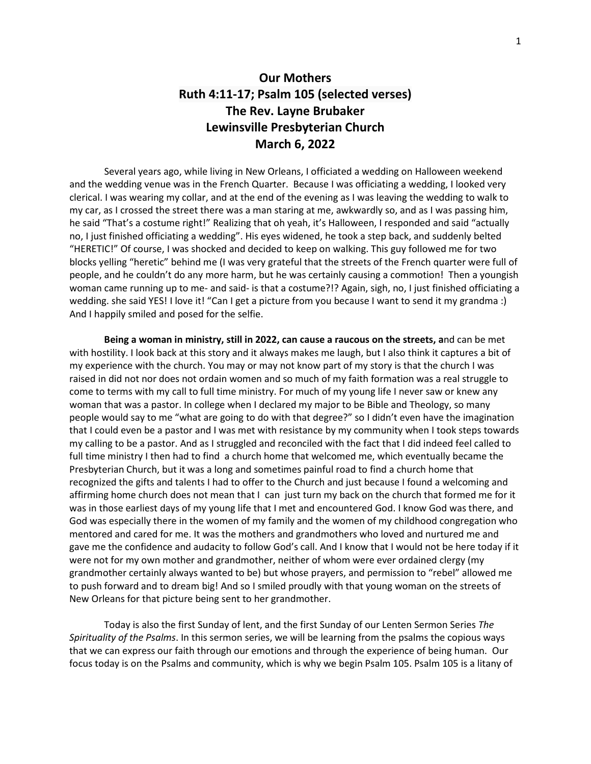# Our Mothers

## Ruth 4:11-17; Psalm 105 (selected verses)

## The Rev. Layne Brubaker

## Lewinsville Presbyterian Church

## March 6, 2022

Several years ago, while living in New Orleans, I officiated a wedding on Halloween weekend and the wedding venue was in the French Quarter. Because I was officiating a wedding, I looked very clerical. I was wearing my collar, and at the end of the evening as I was leaving the wedding to walk to my car, as I crossed the street there was a man staring at me, awkwardly so, and as I was passing him, he said "That's a costume right!" Realizing that oh yeah, it's Halloween, I responded and said "actually no, I just finished officiating a wedding". His eyes widened, he took a step back, and suddenly belted "HERETIC!" Of course, I was shocked and decided to keep on walking. This guy followed me for two blocks yelling "heretic" behind me (I was very grateful that the streets of the French quarter were full of people, and he couldn't do any more harm, but he was certainly causing a commotion! Then a youngish woman came running up to me- and said- is that a costume?!? Again, sigh, no, I just finished officiating a wedding. she said YES! I love it! "Can I get a picture from you because I want to send it my grandma :) And I happily smiled and posed for the selfie.

**Being a woman in ministry, still in 2022, can cause a raucous on the streets, a**nd can be met with hostility. I look back at this story and it always makes me laugh, but I also think it captures a bit of my experience with the church. You may or may not know part of my story is that the church I was raised in did not nor does not ordain women and so much of my faith formation was a real struggle to come to terms with my call to full time ministry. For much of my young life I never saw or knew any woman that was a pastor. In college when I declared my major to be Bible and Theology, so many people would say to me "what are going to do with that degree?" so I didn't even have the imagination that I could even be a pastor and I was met with resistance by my community when I took steps towards my calling to be a pastor. And as I struggled and reconciled with the fact that I did indeed feel called to full time ministry I then had to find a church home that welcomed me, which eventually became the Presbyterian Church, but it was a long and sometimes painful road to find a church home that recognized the gifts and talents I had to offer to the Church and just because I found a welcoming and affirming home church does not mean that I can just turn my back on the church that formed me for it was in those earliest days of my young life that I met and encountered God. I know God was there, and God was especially there in the women of my family and the women of my childhood congregation who mentored and cared for me. It was the mothers and grandmothers who loved and nurtured me and gave me the confidence and audacity to follow God's call. And I know that I would not be here today if it were not for my own mother and grandmother, neither of whom were ever ordained clergy (my grandmother certainly always wanted to be) but whose prayers, and permission to "rebel" allowed me to push forward and to dream big! And so I smiled proudly with that young woman on the streets of New Orleans for that picture being sent to her grandmother.

Today is also the first Sunday of lent, and the first Sunday of our Lenten Sermon Series *The Spirituality of the Psalms*. In this sermon series, we will be learning from the psalms the copious ways that we can express our faith through our emotions and through the experience of being human. Our focus today is on the Psalms and community, which is why we begin Psalm 105. Psalm 105 is a litany of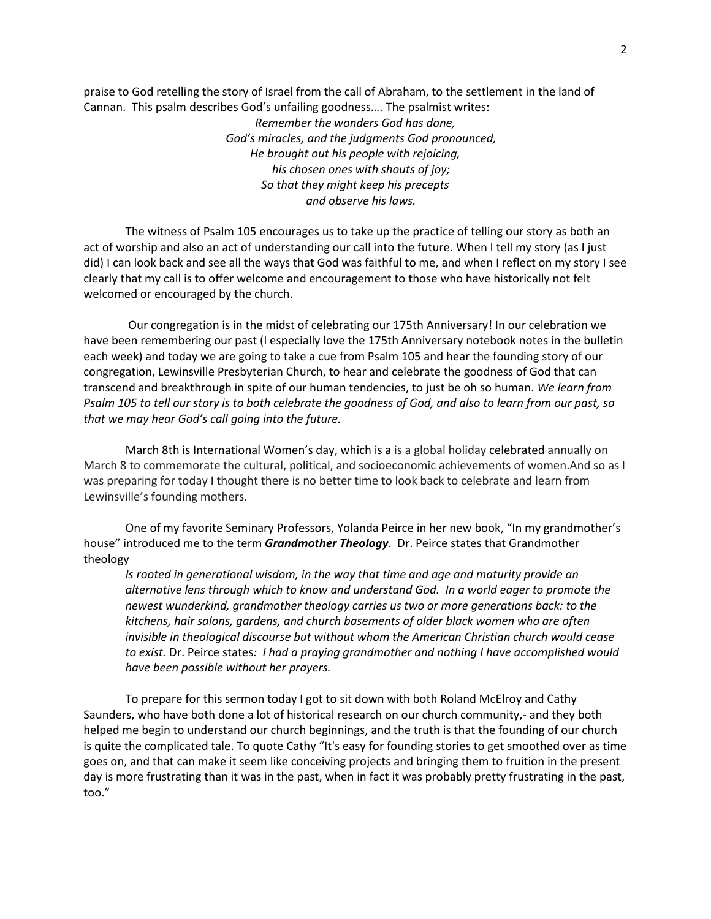praise to God retelling the story of Israel from the call of Abraham, to the settlement in the land of Cannan. This psalm describes God's unfailing goodness…. The psalmist writes:

> *Remember the wonders God has done,*
> *God's miracles, and the judgments God pronounced,*
> *He brought out his people with rejoicing,*
> *his chosen ones with shouts of joy;*
> *So that they might keep his precepts*
> *and observe his laws.*

The witness of Psalm 105 encourages us to take up the practice of telling our story as both an act of worship and also an act of understanding our call into the future. When I tell my story (as I just did) I can look back and see all the ways that God was faithful to me, and when I reflect on my story I see clearly that my call is to offer welcome and encouragement to those who have historically not felt welcomed or encouraged by the church.

Our congregation is in the midst of celebrating our 175th Anniversary! In our celebration we have been remembering our past (I especially love the 175th Anniversary notebook notes in the bulletin each week) and today we are going to take a cue from Psalm 105 and hear the founding story of our congregation, Lewinsville Presbyterian Church, to hear and celebrate the goodness of God that can transcend and breakthrough in spite of our human tendencies, to just be oh so human. *We learn from Psalm 105 to tell our story is to both celebrate the goodness of God, and also to learn from our past, so that we may hear God's call going into the future.*

March 8th is International Women's day, which is a is a global holiday celebrated annually on March 8 to commemorate the cultural, political, and socioeconomic achievements of women.And so as I was preparing for today I thought there is no better time to look back to celebrate and learn from Lewinsville's founding mothers.

One of my favorite Seminary Professors, Yolanda Peirce in her new book, "In my grandmother's house" introduced me to the term ***Grandmother Theology***. Dr. Peirce states that Grandmother theology

> *Is rooted in generational wisdom, in the way that time and age and maturity provide an alternative lens through which to know and understand God. In a world eager to promote the newest wunderkind, grandmother theology carries us two or more generations back: to the kitchens, hair salons, gardens, and church basements of older black women who are often invisible in theological discourse but without whom the American Christian church would cease to exist.* Dr. Peirce states*: I had a praying grandmother and nothing I have accomplished would have been possible without her prayers.*

To prepare for this sermon today I got to sit down with both Roland McElroy and Cathy Saunders, who have both done a lot of historical research on our church community,- and they both helped me begin to understand our church beginnings, and the truth is that the founding of our church is quite the complicated tale. To quote Cathy "It's easy for founding stories to get smoothed over as time goes on, and that can make it seem like conceiving projects and bringing them to fruition in the present day is more frustrating than it was in the past, when in fact it was probably pretty frustrating in the past, too."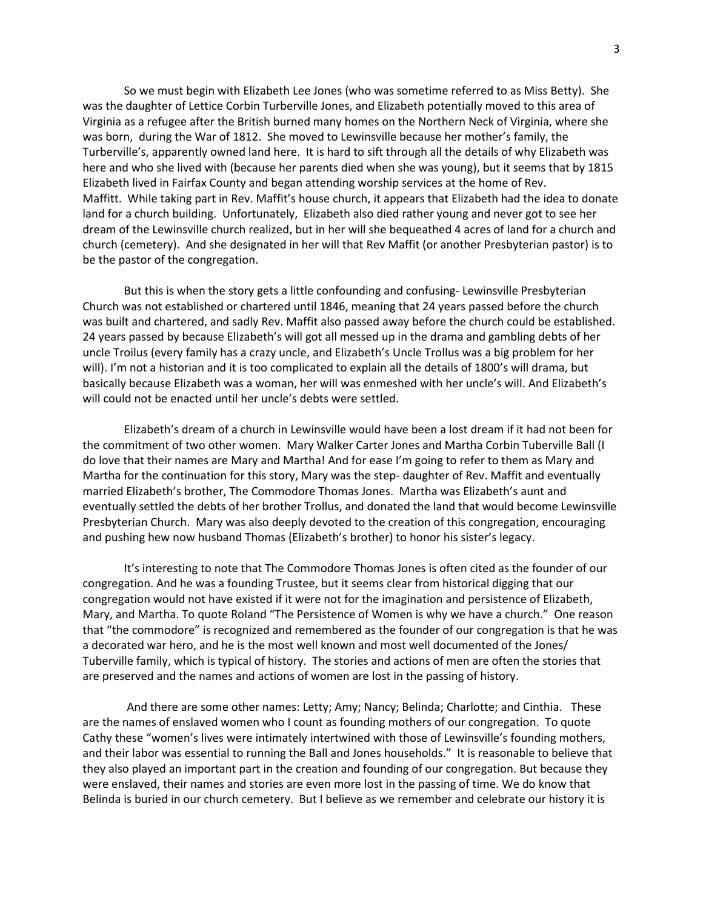So we must begin with Elizabeth Lee Jones (who was sometime referred to as Miss Betty). She was the daughter of Lettice Corbin Turberville Jones, and Elizabeth potentially moved to this area of Virginia as a refugee after the British burned many homes on the Northern Neck of Virginia, where she was born, during the War of 1812. She moved to Lewinsville because her mother's family, the Turberville's, apparently owned land here. It is hard to sift through all the details of why Elizabeth was here and who she lived with (because her parents died when she was young), but it seems that by 1815 Elizabeth lived in Fairfax County and began attending worship services at the home of Rev. Maffitt. While taking part in Rev. Maffit's house church, it appears that Elizabeth had the idea to donate land for a church building. Unfortunately, Elizabeth also died rather young and never got to see her dream of the Lewinsville church realized, but in her will she bequeathed 4 acres of land for a church and church (cemetery). And she designated in her will that Rev Maffit (or another Presbyterian pastor) is to be the pastor of the congregation.

But this is when the story gets a little confounding and confusing- Lewinsville Presbyterian Church was not established or chartered until 1846, meaning that 24 years passed before the church was built and chartered, and sadly Rev. Maffit also passed away before the church could be established. 24 years passed by because Elizabeth's will got all messed up in the drama and gambling debts of her uncle Troilus (every family has a crazy uncle, and Elizabeth's Uncle Trollus was a big problem for her will). I'm not a historian and it is too complicated to explain all the details of 1800's will drama, but basically because Elizabeth was a woman, her will was enmeshed with her uncle's will. And Elizabeth's will could not be enacted until her uncle's debts were settled.

Elizabeth's dream of a church in Lewinsville would have been a lost dream if it had not been for the commitment of two other women. Mary Walker Carter Jones and Martha Corbin Tuberville Ball (I do love that their names are Mary and Martha! And for ease I'm going to refer to them as Mary and Martha for the continuation for this story, Mary was the step- daughter of Rev. Maffit and eventually married Elizabeth's brother, The Commodore Thomas Jones. Martha was Elizabeth's aunt and eventually settled the debts of her brother Trollus, and donated the land that would become Lewinsville Presbyterian Church. Mary was also deeply devoted to the creation of this congregation, encouraging and pushing hew now husband Thomas (Elizabeth's brother) to honor his sister's legacy.

It's interesting to note that The Commodore Thomas Jones is often cited as the founder of our congregation. And he was a founding Trustee, but it seems clear from historical digging that our congregation would not have existed if it were not for the imagination and persistence of Elizabeth, Mary, and Martha. To quote Roland "The Persistence of Women is why we have a church." One reason that "the commodore" is recognized and remembered as the founder of our congregation is that he was a decorated war hero, and he is the most well known and most well documented of the Jones/ Tuberville family, which is typical of history. The stories and actions of men are often the stories that are preserved and the names and actions of women are lost in the passing of history.

And there are some other names: Letty; Amy; Nancy; Belinda; Charlotte; and Cinthia. These are the names of enslaved women who I count as founding mothers of our congregation. To quote Cathy these "women's lives were intimately intertwined with those of Lewinsville's founding mothers, and their labor was essential to running the Ball and Jones households." It is reasonable to believe that they also played an important part in the creation and founding of our congregation. But because they were enslaved, their names and stories are even more lost in the passing of time. We do know that Belinda is buried in our church cemetery. But I believe as we remember and celebrate our history it is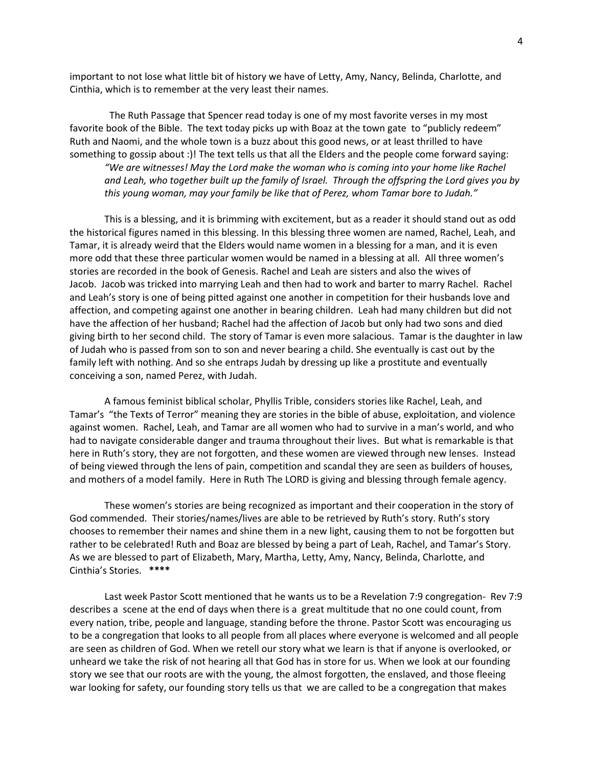important to not lose what little bit of history we have of Letty, Amy, Nancy, Belinda, Charlotte, and Cinthia, which is to remember at the very least their names.

The Ruth Passage that Spencer read today is one of my most favorite verses in my most favorite book of the Bible. The text today picks up with Boaz at the town gate to "publicly redeem" Ruth and Naomi, and the whole town is a buzz about this good news, or at least thrilled to have something to gossip about :)! The text tells us that all the Elders and the people come forward saying:

> *"We are witnesses! May the Lord make the woman who is coming into your home like Rachel and Leah, who together built up the family of Israel. Through the offspring the Lord gives you by this young woman, may your family be like that of Perez, whom Tamar bore to Judah."*

This is a blessing, and it is brimming with excitement, but as a reader it should stand out as odd the historical figures named in this blessing. In this blessing three women are named, Rachel, Leah, and Tamar, it is already weird that the Elders would name women in a blessing for a man, and it is even more odd that these three particular women would be named in a blessing at all. All three women's stories are recorded in the book of Genesis. Rachel and Leah are sisters and also the wives of Jacob. Jacob was tricked into marrying Leah and then had to work and barter to marry Rachel. Rachel and Leah's story is one of being pitted against one another in competition for their husbands love and affection, and competing against one another in bearing children. Leah had many children but did not have the affection of her husband; Rachel had the affection of Jacob but only had two sons and died giving birth to her second child. The story of Tamar is even more salacious. Tamar is the daughter in law of Judah who is passed from son to son and never bearing a child. She eventually is cast out by the family left with nothing. And so she entraps Judah by dressing up like a prostitute and eventually conceiving a son, named Perez, with Judah.

A famous feminist biblical scholar, Phyllis Trible, considers stories like Rachel, Leah, and Tamar's "the Texts of Terror" meaning they are stories in the bible of abuse, exploitation, and violence against women. Rachel, Leah, and Tamar are all women who had to survive in a man's world, and who had to navigate considerable danger and trauma throughout their lives. But what is remarkable is that here in Ruth's story, they are not forgotten, and these women are viewed through new lenses. Instead of being viewed through the lens of pain, competition and scandal they are seen as builders of houses, and mothers of a model family. Here in Ruth The LORD is giving and blessing through female agency.

These women's stories are being recognized as important and their cooperation in the story of God commended. Their stories/names/lives are able to be retrieved by Ruth's story. Ruth's story chooses to remember their names and shine them in a new light, causing them to not be forgotten but rather to be celebrated! Ruth and Boaz are blessed by being a part of Leah, Rachel, and Tamar's Story. As we are blessed to part of Elizabeth, Mary, Martha, Letty, Amy, Nancy, Belinda, Charlotte, and Cinthia's Stories. **\*\*\*\***

Last week Pastor Scott mentioned that he wants us to be a Revelation 7:9 congregation- Rev 7:9 describes a scene at the end of days when there is a great multitude that no one could count, from every nation, tribe, people and language, standing before the throne. Pastor Scott was encouraging us to be a congregation that looks to all people from all places where everyone is welcomed and all people are seen as children of God. When we retell our story what we learn is that if anyone is overlooked, or unheard we take the risk of not hearing all that God has in store for us. When we look at our founding story we see that our roots are with the young, the almost forgotten, the enslaved, and those fleeing war looking for safety, our founding story tells us that we are called to be a congregation that makes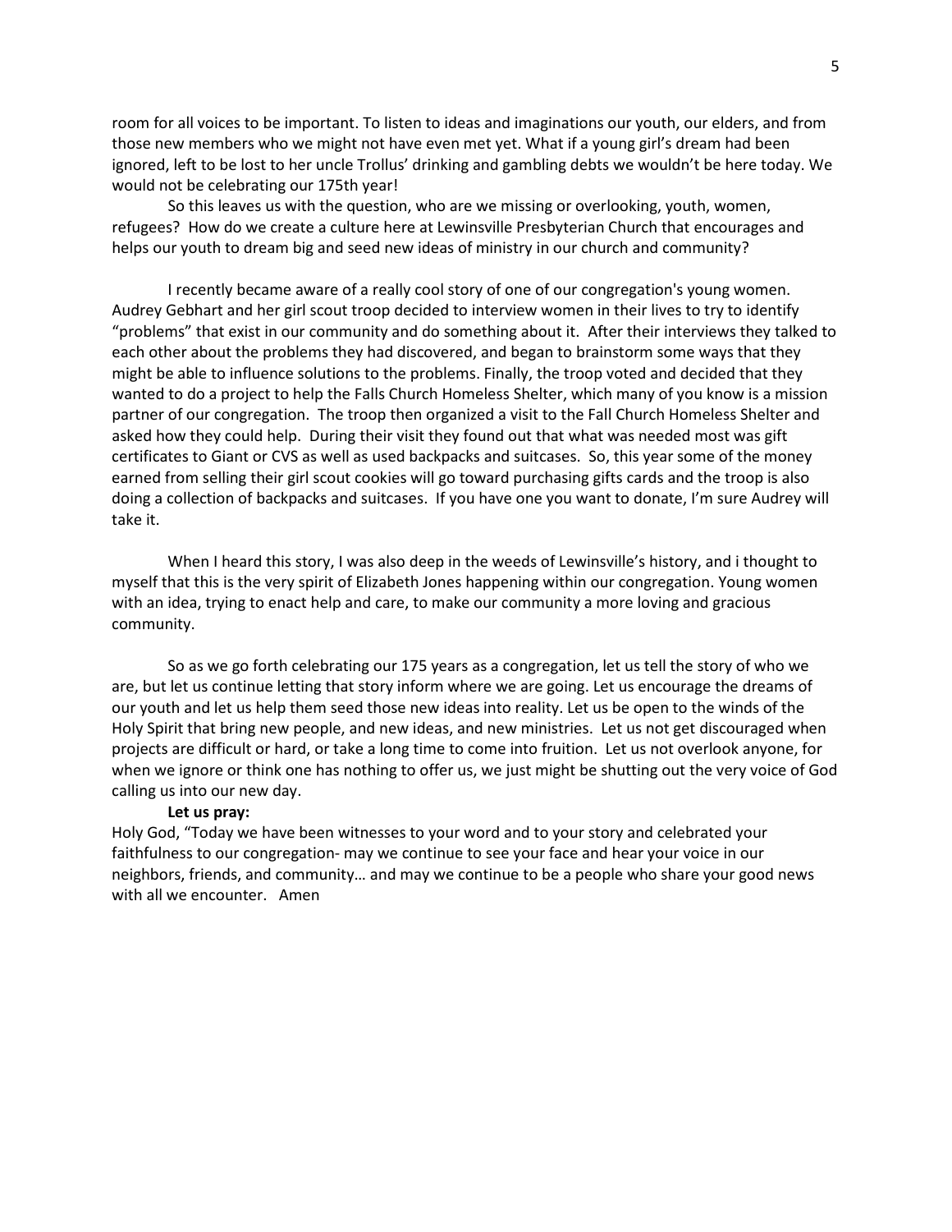room for all voices to be important. To listen to ideas and imaginations our youth, our elders, and from those new members who we might not have even met yet. What if a young girl's dream had been ignored, left to be lost to her uncle Trollus' drinking and gambling debts we wouldn't be here today. We would not be celebrating our 175th year!

So this leaves us with the question, who are we missing or overlooking, youth, women, refugees? How do we create a culture here at Lewinsville Presbyterian Church that encourages and helps our youth to dream big and seed new ideas of ministry in our church and community?

I recently became aware of a really cool story of one of our congregation's young women. Audrey Gebhart and her girl scout troop decided to interview women in their lives to try to identify "problems" that exist in our community and do something about it. After their interviews they talked to each other about the problems they had discovered, and began to brainstorm some ways that they might be able to influence solutions to the problems. Finally, the troop voted and decided that they wanted to do a project to help the Falls Church Homeless Shelter, which many of you know is a mission partner of our congregation. The troop then organized a visit to the Fall Church Homeless Shelter and asked how they could help. During their visit they found out that what was needed most was gift certificates to Giant or CVS as well as used backpacks and suitcases. So, this year some of the money earned from selling their girl scout cookies will go toward purchasing gifts cards and the troop is also doing a collection of backpacks and suitcases. If you have one you want to donate, I'm sure Audrey will take it.

When I heard this story, I was also deep in the weeds of Lewinsville's history, and i thought to myself that this is the very spirit of Elizabeth Jones happening within our congregation. Young women with an idea, trying to enact help and care, to make our community a more loving and gracious community.

So as we go forth celebrating our 175 years as a congregation, let us tell the story of who we are, but let us continue letting that story inform where we are going. Let us encourage the dreams of our youth and let us help them seed those new ideas into reality. Let us be open to the winds of the Holy Spirit that bring new people, and new ideas, and new ministries. Let us not get discouraged when projects are difficult or hard, or take a long time to come into fruition. Let us not overlook anyone, for when we ignore or think one has nothing to offer us, we just might be shutting out the very voice of God calling us into our new day.

**Let us pray:**

Holy God, "Today we have been witnesses to your word and to your story and celebrated your faithfulness to our congregation- may we continue to see your face and hear your voice in our neighbors, friends, and community… and may we continue to be a people who share your good news with all we encounter. Amen